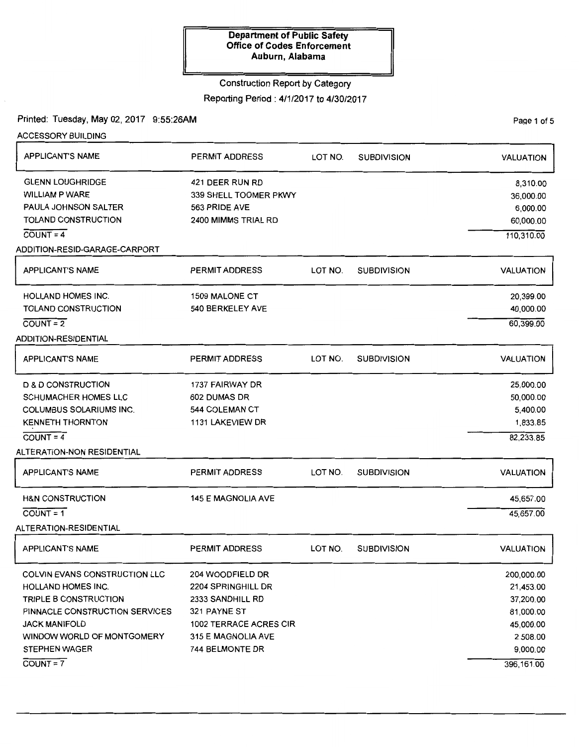**Department of Public Safety**
**Office of Codes Enforcement**
**Auburn, Alabama**

Construction Report by Category

Reporting Period : 4/1/2017 to 4/30/2017

Printed: Tuesday, May 02, 2017 9:55:26AM

### ACCESSORY BUILDING

| APPLICANT'S NAME | PERMIT ADDRESS | LOT NO. | SUBDIVISION | VALUATION |
|---|---|---|---|---|
| GLENN LOUGHRIDGE | 421 DEER RUN RD | | | 8,310.00 |
| WILLIAM P WARE | 339 SHELL TOOMER PKWY | | | 36,000.00 |
| PAULA JOHNSON SALTER | 563 PRIDE AVE | | | 6,000.00 |
| TOLAND CONSTRUCTION | 2400 MIMMS TRIAL RD | | | 60,000.00 |
| COUNT = 4 | | | | 110,310.00 |

### ADDITION-RESID-GARAGE-CARPORT

| APPLICANT'S NAME | PERMIT ADDRESS | LOT NO. | SUBDIVISION | VALUATION |
|---|---|---|---|---|
| HOLLAND HOMES INC. | 1509 MALONE CT | | | 20,399.00 |
| TOLAND CONSTRUCTION | 540 BERKELEY AVE | | | 40,000.00 |
| COUNT = 2 | | | | 60,399.00 |

### ADDITION-RESIDENTIAL

| APPLICANT'S NAME | PERMIT ADDRESS | LOT NO. | SUBDIVISION | VALUATION |
|---|---|---|---|---|
| D & D CONSTRUCTION | 1737 FAIRWAY DR | | | 25,000.00 |
| SCHUMACHER HOMES LLC | 602 DUMAS DR | | | 50,000.00 |
| COLUMBUS SOLARIUMS INC. | 544 COLEMAN CT | | | 5,400.00 |
| KENNETH THORNTON | 1131 LAKEVIEW DR | | | 1,833.85 |
| COUNT = 4 | | | | 82,233.85 |

### ALTERATION-NON RESIDENTIAL

| APPLICANT'S NAME | PERMIT ADDRESS | LOT NO. | SUBDIVISION | VALUATION |
|---|---|---|---|---|
| H&N CONSTRUCTION | 145 E MAGNOLIA AVE | | | 45,657.00 |
| COUNT = 1 | | | | 45,657.00 |

### ALTERATION-RESIDENTIAL

| APPLICANT'S NAME | PERMIT ADDRESS | LOT NO. | SUBDIVISION | VALUATION |
|---|---|---|---|---|
| COLVIN EVANS CONSTRUCTION LLC | 204 WOODFIELD DR | | | 200,000.00 |
| HOLLAND HOMES INC. | 2204 SPRINGHILL DR | | | 21,453.00 |
| TRIPLE B CONSTRUCTION | 2333 SANDHILL RD | | | 37,200.00 |
| PINNACLE CONSTRUCTION SERVICES | 321 PAYNE ST | | | 81,000.00 |
| JACK MANIFOLD | 1002 TERRACE ACRES CIR | | | 45,000.00 |
| WINDOW WORLD OF MONTGOMERY | 315 E MAGNOLIA AVE | | | 2,508.00 |
| STEPHEN WAGER | 744 BELMONTE DR | | | 9,000.00 |
| COUNT = 7 | | | | 396,161.00 |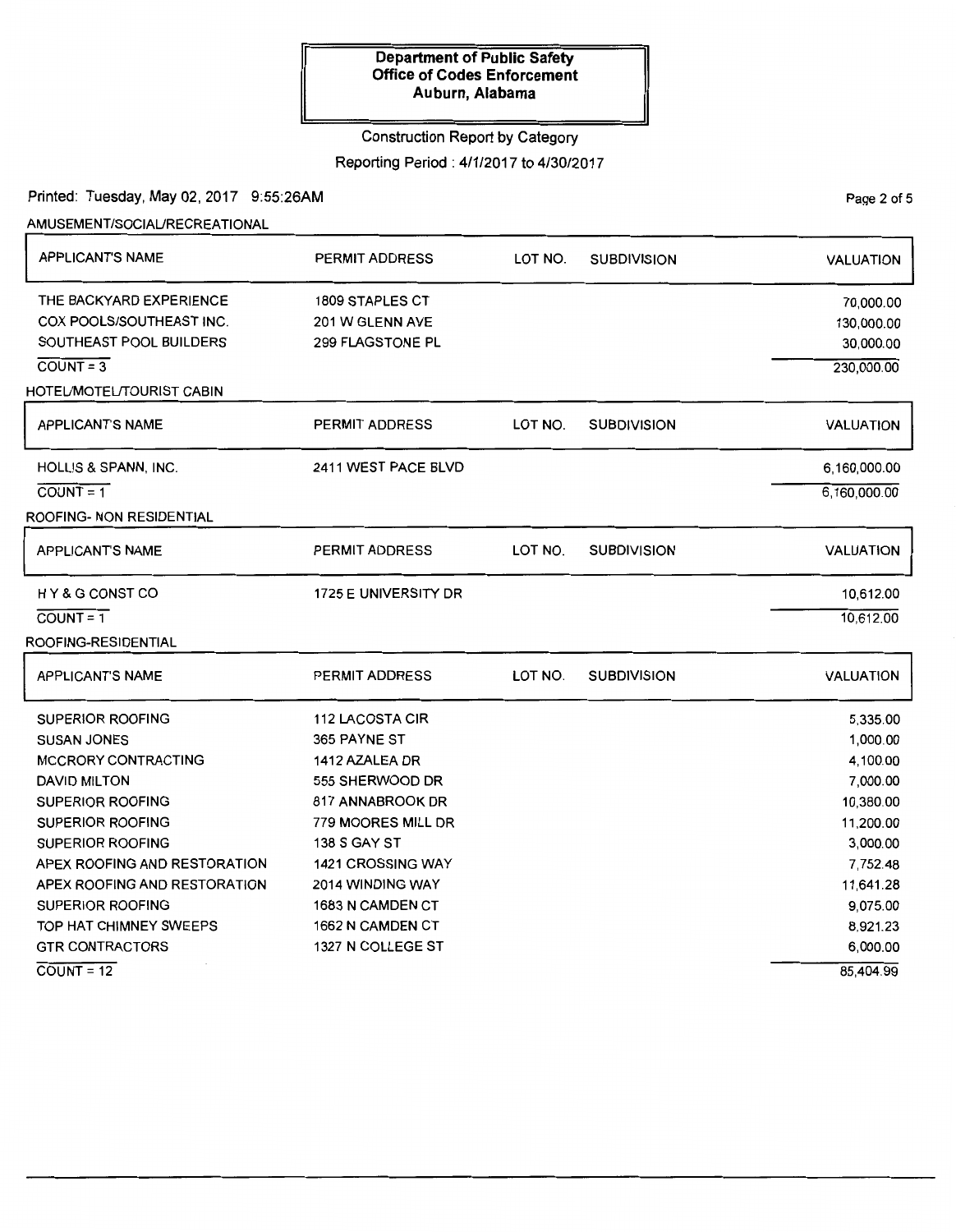**Department of Public Safety**
**Office of Codes Enforcement**
**Auburn, Alabama**

Construction Report by Category

Reporting Period : 4/1/2017 to 4/30/2017

Printed: Tuesday, May 02, 2017 9:55:26AM

### AMUSEMENT/SOCIAL/RECREATIONAL

| APPLICANT'S NAME | PERMIT ADDRESS | LOT NO. | SUBDIVISION | VALUATION |
|---|---|---|---|---|
| THE BACKYARD EXPERIENCE | 1809 STAPLES CT | | | 70,000.00 |
| COX POOLS/SOUTHEAST INC. | 201 W GLENN AVE | | | 130,000.00 |
| SOUTHEAST POOL BUILDERS | 299 FLAGSTONE PL | | | 30,000.00 |
| COUNT = 3 | | | | 230,000.00 |

### HOTEL/MOTEL/TOURIST CABIN

| APPLICANT'S NAME | PERMIT ADDRESS | LOT NO. | SUBDIVISION | VALUATION |
|---|---|---|---|---|
| HOLLIS & SPANN, INC. | 2411 WEST PACE BLVD | | | 6,160,000.00 |
| COUNT = 1 | | | | 6,160,000.00 |

### ROOFING- NON RESIDENTIAL

| APPLICANT'S NAME | PERMIT ADDRESS | LOT NO. | SUBDIVISION | VALUATION |
|---|---|---|---|---|
| H Y & G CONST CO | 1725 E UNIVERSITY DR | | | 10,612.00 |
| COUNT = 1 | | | | 10,612.00 |

### ROOFING-RESIDENTIAL

| APPLICANT'S NAME | PERMIT ADDRESS | LOT NO. | SUBDIVISION | VALUATION |
|---|---|---|---|---|
| SUPERIOR ROOFING | 112 LACOSTA CIR | | | 5,335.00 |
| SUSAN JONES | 365 PAYNE ST | | | 1,000.00 |
| MCCRORY CONTRACTING | 1412 AZALEA DR | | | 4,100.00 |
| DAVID MILTON | 555 SHERWOOD DR | | | 7,000.00 |
| SUPERIOR ROOFING | 817 ANNABROOK DR | | | 10,380.00 |
| SUPERIOR ROOFING | 779 MOORES MILL DR | | | 11,200.00 |
| SUPERIOR ROOFING | 138 S GAY ST | | | 3,000.00 |
| APEX ROOFING AND RESTORATION | 1421 CROSSING WAY | | | 7,752.48 |
| APEX ROOFING AND RESTORATION | 2014 WINDING WAY | | | 11,641.28 |
| SUPERIOR ROOFING | 1683 N CAMDEN CT | | | 9,075.00 |
| TOP HAT CHIMNEY SWEEPS | 1662 N CAMDEN CT | | | 8,921.23 |
| GTR CONTRACTORS | 1327 N COLLEGE ST | | | 6,000.00 |
| COUNT = 12 | | | | 85,404.99 |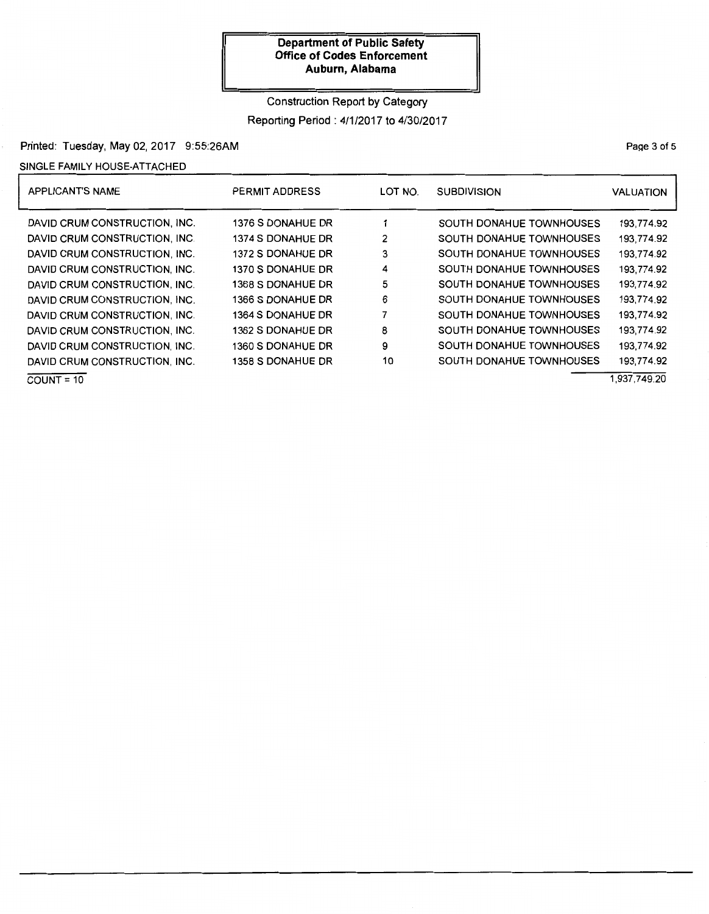**Department of Public Safety**
**Office of Codes Enforcement**
**Auburn, Alabama**

Construction Report by Category

Reporting Period : 4/1/2017 to 4/30/2017

Printed: Tuesday, May 02, 2017 9:55:26AM

SINGLE FAMILY HOUSE-ATTACHED

| APPLICANT'S NAME | PERMIT ADDRESS | LOT NO. | SUBDIVISION | VALUATION |
|---|---|---|---|---|
| DAVID CRUM CONSTRUCTION, INC. | 1376 S DONAHUE DR | 1 | SOUTH DONAHUE TOWNHOUSES | 193,774.92 |
| DAVID CRUM CONSTRUCTION, INC. | 1374 S DONAHUE DR | 2 | SOUTH DONAHUE TOWNHOUSES | 193,774.92 |
| DAVID CRUM CONSTRUCTION, INC. | 1372 S DONAHUE DR | 3 | SOUTH DONAHUE TOWNHOUSES | 193,774.92 |
| DAVID CRUM CONSTRUCTION, INC. | 1370 S DONAHUE DR | 4 | SOUTH DONAHUE TOWNHOUSES | 193,774.92 |
| DAVID CRUM CONSTRUCTION, INC. | 1368 S DONAHUE DR | 5 | SOUTH DONAHUE TOWNHOUSES | 193,774.92 |
| DAVID CRUM CONSTRUCTION, INC. | 1366 S DONAHUE DR | 6 | SOUTH DONAHUE TOWNHOUSES | 193,774.92 |
| DAVID CRUM CONSTRUCTION, INC. | 1364 S DONAHUE DR | 7 | SOUTH DONAHUE TOWNHOUSES | 193,774.92 |
| DAVID CRUM CONSTRUCTION, INC. | 1362 S DONAHUE DR | 8 | SOUTH DONAHUE TOWNHOUSES | 193,774.92 |
| DAVID CRUM CONSTRUCTION, INC. | 1360 S DONAHUE DR | 9 | SOUTH DONAHUE TOWNHOUSES | 193,774.92 |
| DAVID CRUM CONSTRUCTION, INC. | 1358 S DONAHUE DR | 10 | SOUTH DONAHUE TOWNHOUSES | 193,774.92 |
| COUNT = 10 | | | | 1,937,749.20 |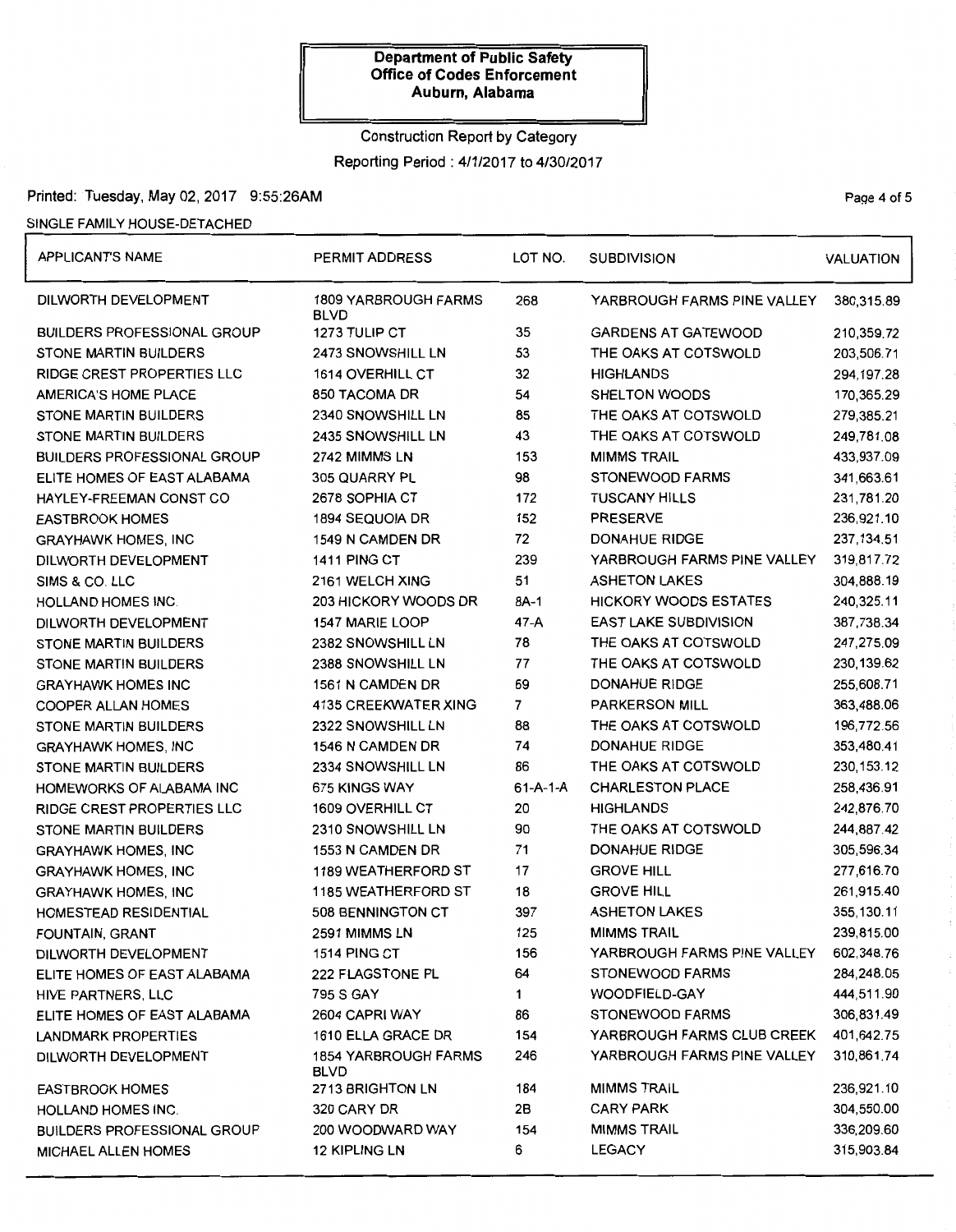**Department of Public Safety**
**Office of Codes Enforcement**
**Auburn, Alabama**

Construction Report by Category

Reporting Period : 4/1/2017 to 4/30/2017

Printed: Tuesday, May 02, 2017 9:55:26AM

SINGLE FAMILY HOUSE-DETACHED

| APPLICANT'S NAME | PERMIT ADDRESS | LOT NO. | SUBDIVISION | VALUATION |
|---|---|---|---|---|
| DILWORTH DEVELOPMENT | 1809 YARBROUGH FARMS BLVD | 268 | YARBROUGH FARMS PINE VALLEY | 380,315.89 |
| BUILDERS PROFESSIONAL GROUP | 1273 TULIP CT | 35 | GARDENS AT GATEWOOD | 210,359.72 |
| STONE MARTIN BUILDERS | 2473 SNOWSHILL LN | 53 | THE OAKS AT COTSWOLD | 203,506.71 |
| RIDGE CREST PROPERTIES LLC | 1614 OVERHILL CT | 32 | HIGHLANDS | 294,197.28 |
| AMERICA'S HOME PLACE | 850 TACOMA DR | 54 | SHELTON WOODS | 170,365.29 |
| STONE MARTIN BUILDERS | 2340 SNOWSHILL LN | 85 | THE OAKS AT COTSWOLD | 279,385.21 |
| STONE MARTIN BUILDERS | 2435 SNOWSHILL LN | 43 | THE OAKS AT COTSWOLD | 249,781.08 |
| BUILDERS PROFESSIONAL GROUP | 2742 MIMMS LN | 153 | MIMMS TRAIL | 433,937.09 |
| ELITE HOMES OF EAST ALABAMA | 305 QUARRY PL | 98 | STONEWOOD FARMS | 341,663.61 |
| HAYLEY-FREEMAN CONST CO | 2678 SOPHIA CT | 172 | TUSCANY HILLS | 231,781.20 |
| EASTBROOK HOMES | 1894 SEQUOIA DR | 152 | PRESERVE | 236,921.10 |
| GRAYHAWK HOMES, INC | 1549 N CAMDEN DR | 72 | DONAHUE RIDGE | 237,134.51 |
| DILWORTH DEVELOPMENT | 1411 PING CT | 239 | YARBROUGH FARMS PINE VALLEY | 319,817.72 |
| SIMS & CO. LLC | 2161 WELCH XING | 51 | ASHETON LAKES | 304,888.19 |
| HOLLAND HOMES INC. | 203 HICKORY WOODS DR | 8A-1 | HICKORY WOODS ESTATES | 240,325.11 |
| DILWORTH DEVELOPMENT | 1547 MARIE LOOP | 47-A | EAST LAKE SUBDIVISION | 387,738.34 |
| STONE MARTIN BUILDERS | 2382 SNOWSHILL LN | 78 | THE OAKS AT COTSWOLD | 247,275.09 |
| STONE MARTIN BUILDERS | 2388 SNOWSHILL LN | 77 | THE OAKS AT COTSWOLD | 230,139.62 |
| GRAYHAWK HOMES INC | 1561 N CAMDEN DR | 69 | DONAHUE RIDGE | 255,608.71 |
| COOPER ALLAN HOMES | 4135 CREEKWATER XING | 7 | PARKERSON MILL | 363,488.06 |
| STONE MARTIN BUILDERS | 2322 SNOWSHILL LN | 88 | THE OAKS AT COTSWOLD | 196,772.56 |
| GRAYHAWK HOMES, INC | 1546 N CAMDEN DR | 74 | DONAHUE RIDGE | 353,480.41 |
| STONE MARTIN BUILDERS | 2334 SNOWSHILL LN | 86 | THE OAKS AT COTSWOLD | 230,153.12 |
| HOMEWORKS OF ALABAMA INC | 675 KINGS WAY | 61-A-1-A | CHARLESTON PLACE | 258,436.91 |
| RIDGE CREST PROPERTIES LLC | 1609 OVERHILL CT | 20 | HIGHLANDS | 242,876.70 |
| STONE MARTIN BUILDERS | 2310 SNOWSHILL LN | 90 | THE OAKS AT COTSWOLD | 244,887.42 |
| GRAYHAWK HOMES, INC | 1553 N CAMDEN DR | 71 | DONAHUE RIDGE | 305,596.34 |
| GRAYHAWK HOMES, INC | 1189 WEATHERFORD ST | 17 | GROVE HILL | 277,616.70 |
| GRAYHAWK HOMES, INC | 1185 WEATHERFORD ST | 18 | GROVE HILL | 261,915.40 |
| HOMESTEAD RESIDENTIAL | 508 BENNINGTON CT | 397 | ASHETON LAKES | 355,130.11 |
| FOUNTAIN, GRANT | 2591 MIMMS LN | 125 | MIMMS TRAIL | 239,815.00 |
| DILWORTH DEVELOPMENT | 1514 PING CT | 156 | YARBROUGH FARMS PINE VALLEY | 602,348.76 |
| ELITE HOMES OF EAST ALABAMA | 222 FLAGSTONE PL | 64 | STONEWOOD FARMS | 284,248.05 |
| HIVE PARTNERS, LLC | 795 S GAY | 1 | WOODFIELD-GAY | 444,511.90 |
| ELITE HOMES OF EAST ALABAMA | 2604 CAPRI WAY | 86 | STONEWOOD FARMS | 306,831.49 |
| LANDMARK PROPERTIES | 1610 ELLA GRACE DR | 154 | YARBROUGH FARMS CLUB CREEK | 401,642.75 |
| DILWORTH DEVELOPMENT | 1854 YARBROUGH FARMS BLVD | 246 | YARBROUGH FARMS PINE VALLEY | 310,861.74 |
| EASTBROOK HOMES | 2713 BRIGHTON LN | 184 | MIMMS TRAIL | 236,921.10 |
| HOLLAND HOMES INC. | 320 CARY DR | 2B | CARY PARK | 304,550.00 |
| BUILDERS PROFESSIONAL GROUP | 200 WOODWARD WAY | 154 | MIMMS TRAIL | 336,209.60 |
| MICHAEL ALLEN HOMES | 12 KIPLING LN | 6 | LEGACY | 315,903.84 |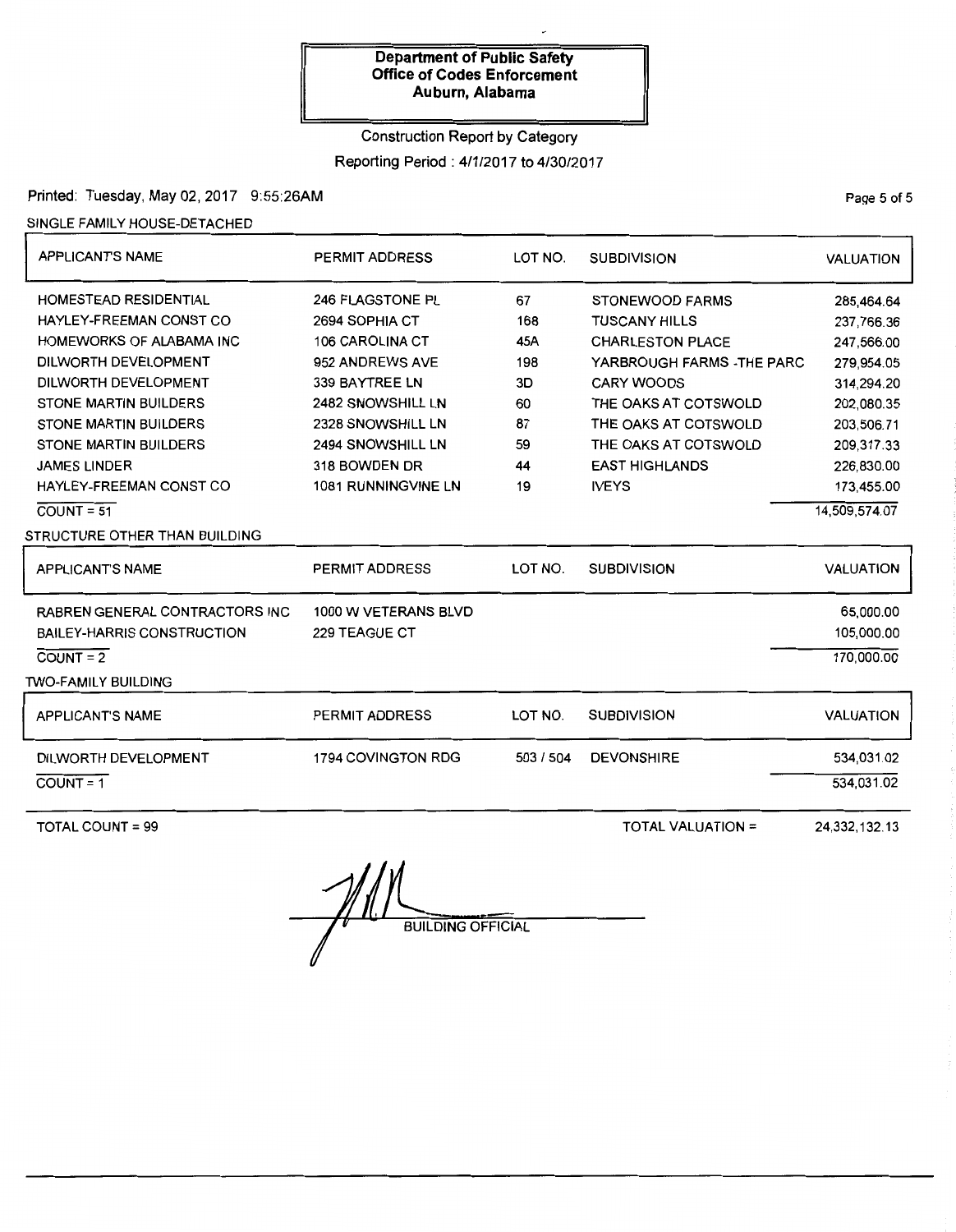**Department of Public Safety**
**Office of Codes Enforcement**
**Auburn, Alabama**

Construction Report by Category

Reporting Period : 4/1/2017 to 4/30/2017

Printed: Tuesday, May 02, 2017 9:55:26AM

SINGLE FAMILY HOUSE-DETACHED

| APPLICANT'S NAME | PERMIT ADDRESS | LOT NO. | SUBDIVISION | VALUATION |
|---|---|---|---|---|
| HOMESTEAD RESIDENTIAL | 246 FLAGSTONE PL | 67 | STONEWOOD FARMS | 285,464.64 |
| HAYLEY-FREEMAN CONST CO | 2694 SOPHIA CT | 168 | TUSCANY HILLS | 237,766.36 |
| HOMEWORKS OF ALABAMA INC | 106 CAROLINA CT | 45A | CHARLESTON PLACE | 247,566.00 |
| DILWORTH DEVELOPMENT | 952 ANDREWS AVE | 198 | YARBROUGH FARMS -THE PARC | 279,954.05 |
| DILWORTH DEVELOPMENT | 339 BAYTREE LN | 3D | CARY WOODS | 314,294.20 |
| STONE MARTIN BUILDERS | 2482 SNOWSHILL LN | 60 | THE OAKS AT COTSWOLD | 202,080.35 |
| STONE MARTIN BUILDERS | 2328 SNOWSHILL LN | 87 | THE OAKS AT COTSWOLD | 203,506.71 |
| STONE MARTIN BUILDERS | 2494 SNOWSHILL LN | 59 | THE OAKS AT COTSWOLD | 209,317.33 |
| JAMES LINDER | 318 BOWDEN DR | 44 | EAST HIGHLANDS | 226,830.00 |
| HAYLEY-FREEMAN CONST CO | 1081 RUNNINGVINE LN | 19 | IVEYS | 173,455.00 |
| COUNT = 51 | | | | 14,509,574.07 |

STRUCTURE OTHER THAN BUILDING

| APPLICANT'S NAME | PERMIT ADDRESS | LOT NO. | SUBDIVISION | VALUATION |
|---|---|---|---|---|
| RABREN GENERAL CONTRACTORS INC | 1000 W VETERANS BLVD | | | 65,000.00 |
| BAILEY-HARRIS CONSTRUCTION | 229 TEAGUE CT | | | 105,000.00 |
| COUNT = 2 | | | | 170,000.00 |

TWO-FAMILY BUILDING

| APPLICANT'S NAME | PERMIT ADDRESS | LOT NO. | SUBDIVISION | VALUATION |
|---|---|---|---|---|
| DILWORTH DEVELOPMENT | 1794 COVINGTON RDG | 503 / 504 | DEVONSHIRE | 534,031.02 |
| COUNT = 1 | | | | 534,031.02 |

TOTAL COUNT = 99 TOTAL VALUATION = 24,332,132.13

BUILDING OFFICIAL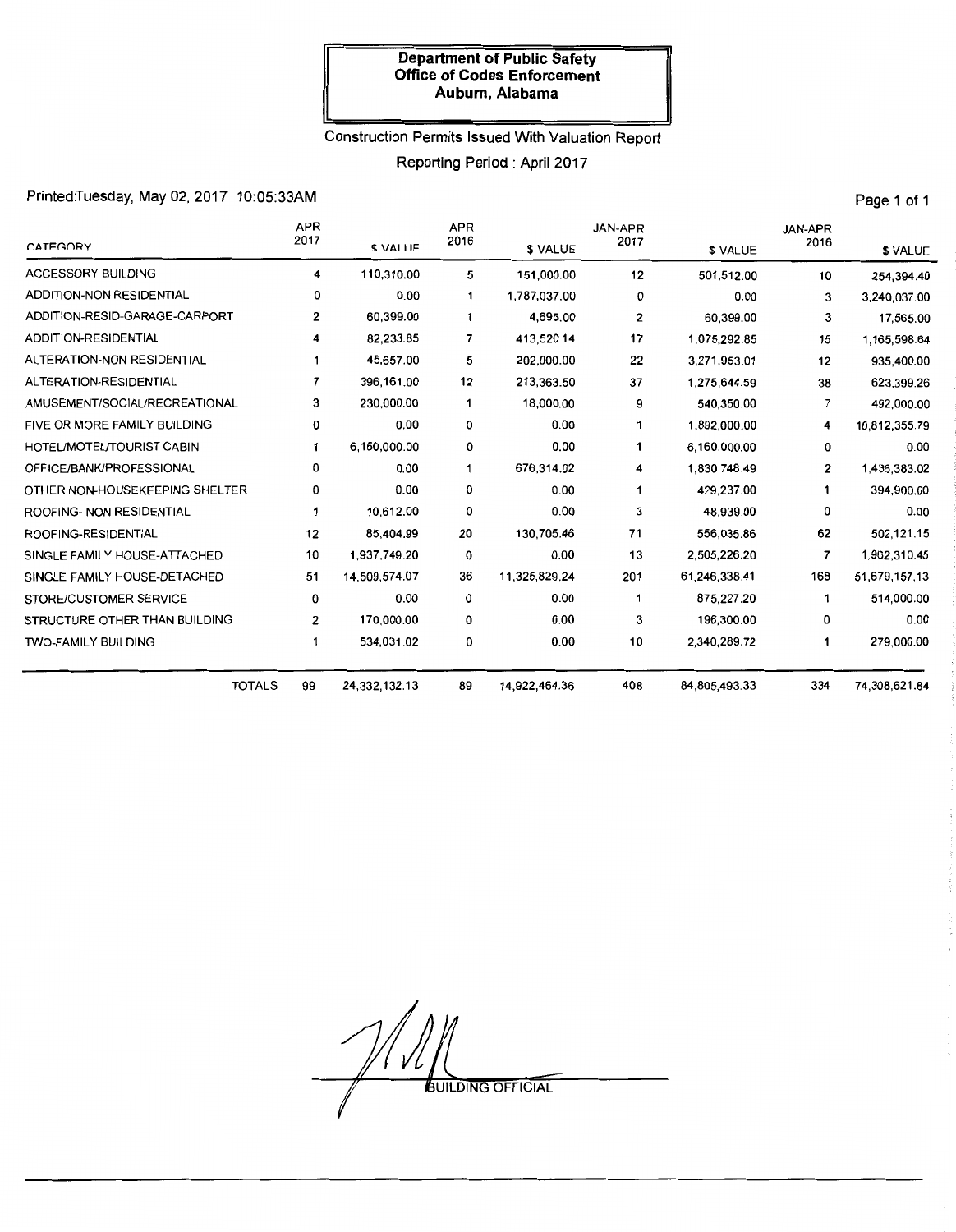**Department of Public Safety**
**Office of Codes Enforcement**
**Auburn, Alabama**

Construction Permits Issued With Valuation Report

Reporting Period : April 2017

Printed:Tuesday, May 02, 2017 10:05:33AM

| CATEGORY | APR 2017 | $ VALUE | APR 2016 | $ VALUE | JAN-APR 2017 | $ VALUE | JAN-APR 2016 | $ VALUE |
|---|---|---|---|---|---|---|---|---|
| ACCESSORY BUILDING | 4 | 110,310.00 | 5 | 151,000.00 | 12 | 501,512.00 | 10 | 254,394.40 |
| ADDITION-NON RESIDENTIAL | 0 | 0.00 | 1 | 1,787,037.00 | 0 | 0.00 | 3 | 3,240,037.00 |
| ADDITION-RESID-GARAGE-CARPORT | 2 | 60,399.00 | 1 | 4,695.00 | 2 | 60,399.00 | 3 | 17,565.00 |
| ADDITION-RESIDENTIAL | 4 | 82,233.85 | 7 | 413,520.14 | 17 | 1,075,292.85 | 15 | 1,165,598.64 |
| ALTERATION-NON RESIDENTIAL | 1 | 45,657.00 | 5 | 202,000.00 | 22 | 3,271,953.01 | 12 | 935,400.00 |
| ALTERATION-RESIDENTIAL | 7 | 396,161.00 | 12 | 213,363.50 | 37 | 1,275,644.59 | 38 | 623,399.26 |
| AMUSEMENT/SOCIAL/RECREATIONAL | 3 | 230,000.00 | 1 | 18,000.00 | 9 | 540,350.00 | 7 | 492,000.00 |
| FIVE OR MORE FAMILY BUILDING | 0 | 0.00 | 0 | 0.00 | 1 | 1,892,000.00 | 4 | 10,812,355.79 |
| HOTEL/MOTEL/TOURIST CABIN | 1 | 6,160,000.00 | 0 | 0.00 | 1 | 6,160,000.00 | 0 | 0.00 |
| OFFICE/BANK/PROFESSIONAL | 0 | 0.00 | 1 | 676,314.02 | 4 | 1,830,748.49 | 2 | 1,436,383.02 |
| OTHER NON-HOUSEKEEPING SHELTER | 0 | 0.00 | 0 | 0.00 | 1 | 429,237.00 | 1 | 394,900.00 |
| ROOFING- NON RESIDENTIAL | 1 | 10,612.00 | 0 | 0.00 | 3 | 48,939.00 | 0 | 0.00 |
| ROOFING-RESIDENTIAL | 12 | 85,404.99 | 20 | 130,705.46 | 71 | 556,035.86 | 62 | 502,121.15 |
| SINGLE FAMILY HOUSE-ATTACHED | 10 | 1,937,749.20 | 0 | 0.00 | 13 | 2,505,226.20 | 7 | 1,962,310.45 |
| SINGLE FAMILY HOUSE-DETACHED | 51 | 14,509,574.07 | 36 | 11,325,829.24 | 201 | 61,246,338.41 | 168 | 51,679,157.13 |
| STORE/CUSTOMER SERVICE | 0 | 0.00 | 0 | 0.00 | 1 | 875,227.20 | 1 | 514,000.00 |
| STRUCTURE OTHER THAN BUILDING | 2 | 170,000.00 | 0 | 0.00 | 3 | 196,300.00 | 0 | 0.00 |
| TWO-FAMILY BUILDING | 1 | 534,031.02 | 0 | 0.00 | 10 | 2,340,289.72 | 1 | 279,000.00 |
| TOTALS | 99 | 24,332,132.13 | 89 | 14,922,464.36 | 408 | 84,805,493.33 | 334 | 74,308,621.84 |

BUILDING OFFICIAL